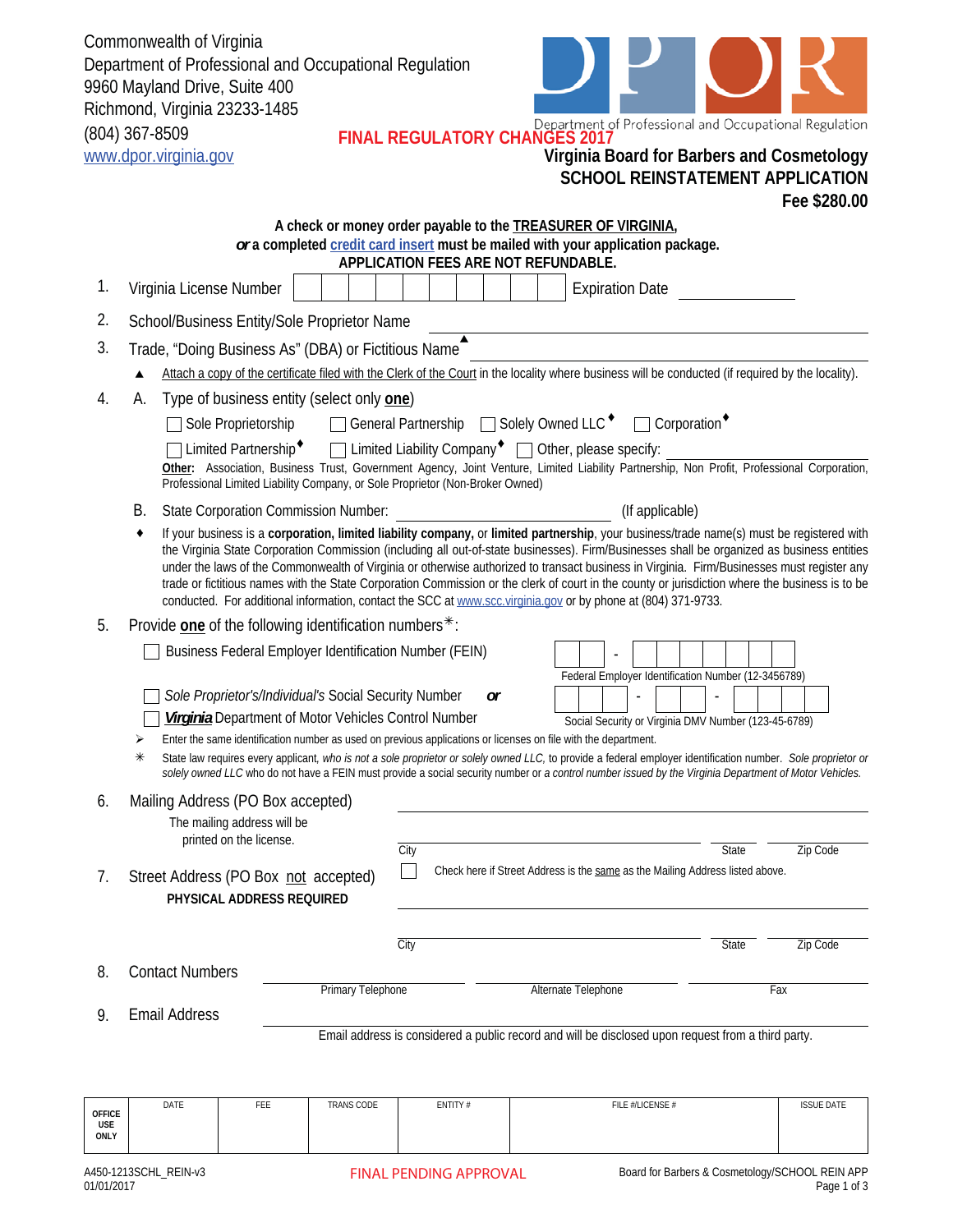Commonwealth of Virginia
Department of Professional and Occupational Regulation
9960 Mayland Drive, Suite 400
Richmond, Virginia 23233-1485
(804) 367-8509
www.dpor.virginia.gov

Department of Professional and Occupational Regulation

**FINAL REGULATORY CHANGES 2017**

# Virginia Board for Barbers and Cosmetology
# SCHOOL REINSTATEMENT APPLICATION
**Fee $280.00**

**A check or money order payable to the TREASURER OF VIRGINIA,**
***or* a completed credit card insert must be mailed with your application package.**
**APPLICATION FEES ARE NOT REFUNDABLE.**

1. Virginia License Number ____________ Expiration Date ____________

2. School/Business Entity/Sole Proprietor Name ____________

3. Trade, "Doing Business As" (DBA) or Fictitious Name ▲ ____________

   ▲ Attach a copy of the certificate filed with the Clerk of the Court in the locality where business will be conducted (if required by the locality).

4. A. Type of business entity (select only **one**)

   ☐ Sole Proprietorship ☐ General Partnership ☐ Solely Owned LLC♦ ☐ Corporation♦

   ☐ Limited Partnership♦ ☐ Limited Liability Company♦ ☐ Other, please specify: ____________

   **Other:** Association, Business Trust, Government Agency, Joint Venture, Limited Liability Partnership, Non Profit, Professional Corporation, Professional Limited Liability Company, or Sole Proprietor (Non-Broker Owned)

   B. State Corporation Commission Number: ____________ (If applicable)

   ♦ If your business is a **corporation, limited liability company,** or **limited partnership**, your business/trade name(s) must be registered with the Virginia State Corporation Commission (including all out-of-state businesses). Firm/Businesses shall be organized as business entities under the laws of the Commonwealth of Virginia or otherwise authorized to transact business in Virginia. Firm/Businesses must register any trade or fictitious names with the State Corporation Commission or the clerk of court in the county or jurisdiction where the business is to be conducted. For additional information, contact the SCC at www.scc.virginia.gov or by phone at (804) 371-9733.

5. Provide **one** of the following identification numbers✳:

   ☐ Business Federal Employer Identification Number (FEIN) ___ ___ - ___ ___ ___ ___ ___ ___ ___
   Federal Employer Identification Number (12-3456789)

   ☐ *Sole Proprietor's/Individual's* Social Security Number ***or***
   ☐ ***Virginia*** Department of Motor Vehicles Control Number ___ ___ ___ - ___ ___ - ___ ___ ___ ___
   Social Security or Virginia DMV Number (123-45-6789)

   ➢ Enter the same identification number as used on previous applications or licenses on file with the department.

   ✳ State law requires every applicant, *who is not a sole proprietor or solely owned LLC,* to provide a federal employer identification number. *Sole proprietor or solely owned LLC* who do not have a FEIN must provide a social security number or *a control number issued by the Virginia Department of Motor Vehicles.*

6. Mailing Address (PO Box accepted) ____________
   The mailing address will be printed on the license.
   City ____________ State ____ Zip Code ____

7. Street Address (PO Box not accepted) **PHYSICAL ADDRESS REQUIRED**
   ☐ Check here if Street Address is the same as the Mailing Address listed above.
   ____________
   City ____________ State ____ Zip Code ____

8. Contact Numbers ____________ Primary Telephone ____________ Alternate Telephone ____________ Fax

9. Email Address ____________
   Email address is considered a public record and will be disclosed upon request from a third party.

| OFFICE USE ONLY | DATE | FEE | TRANS CODE | ENTITY # | FILE #/LICENSE # | ISSUE DATE |
|---|---|---|---|---|---|---|
| | | | | | | |

A450-1213SCHL_REIN-v3
01/01/2017

FINAL PENDING APPROVAL

Board for Barbers & Cosmetology/SCHOOL REIN APP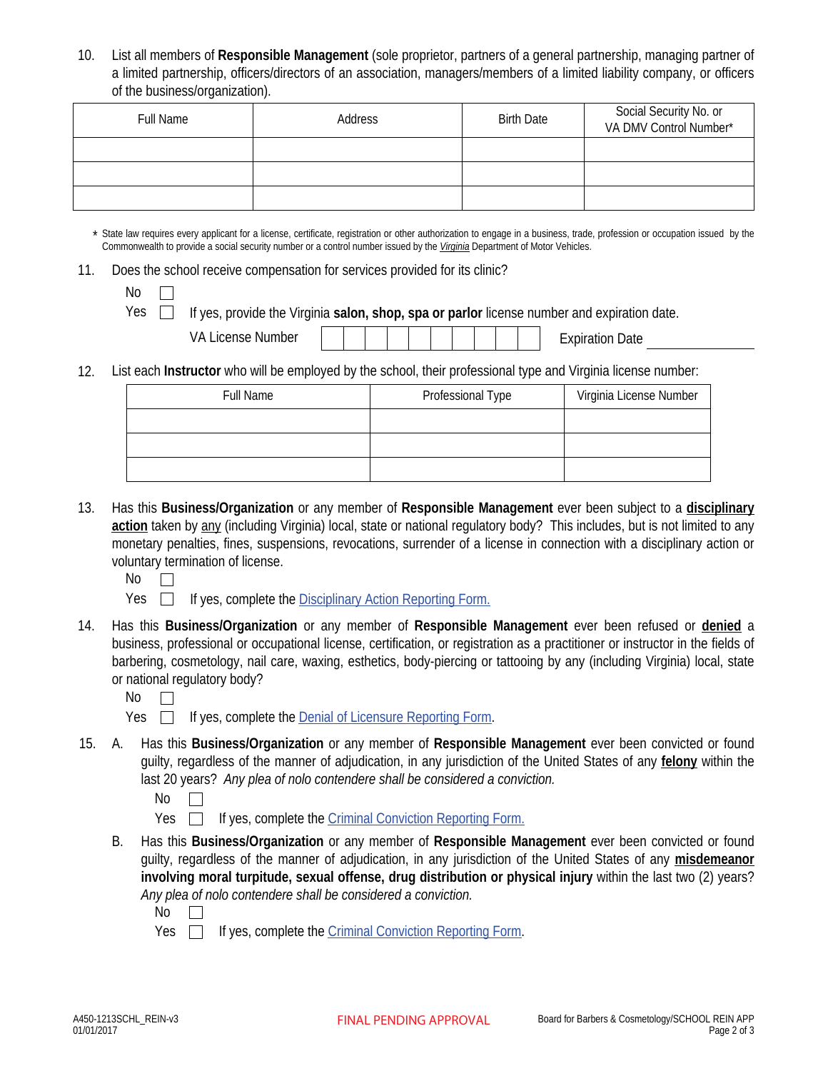10. List all members of **Responsible Management** (sole proprietor, partners of a general partnership, managing partner of a limited partnership, officers/directors of an association, managers/members of a limited liability company, or officers of the business/organization).

| Full Name | Address | Birth Date | Social Security No. or VA DMV Control Number* |
|---|---|---|---|
| | | | |
| | | | |
| | | | |

\* State law requires every applicant for a license, certificate, registration or other authorization to engage in a business, trade, profession or occupation issued by the Commonwealth to provide a social security number or a control number issued by the *Virginia* Department of Motor Vehicles.

11. Does the school receive compensation for services provided for its clinic?

No ☐

Yes ☐ If yes, provide the Virginia **salon, shop, spa or parlor** license number and expiration date.

VA License Number ☐☐☐☐☐☐☐☐☐☐ Expiration Date ____________

12. List each **Instructor** who will be employed by the school, their professional type and Virginia license number:

| Full Name | Professional Type | Virginia License Number |
|---|---|---|
| | | |
| | | |
| | | |

13. Has this **Business/Organization** or any member of **Responsible Management** ever been subject to a **disciplinary action** taken by any (including Virginia) local, state or national regulatory body? This includes, but is not limited to any monetary penalties, fines, suspensions, revocations, surrender of a license in connection with a disciplinary action or voluntary termination of license.

No ☐

Yes ☐ If yes, complete the Disciplinary Action Reporting Form.

14. Has this **Business/Organization** or any member of **Responsible Management** ever been refused or **denied** a business, professional or occupational license, certification, or registration as a practitioner or instructor in the fields of barbering, cosmetology, nail care, waxing, esthetics, body-piercing or tattooing by any (including Virginia) local, state or national regulatory body?

No ☐

Yes ☐ If yes, complete the Denial of Licensure Reporting Form.

15. A. Has this **Business/Organization** or any member of **Responsible Management** ever been convicted or found guilty, regardless of the manner of adjudication, in any jurisdiction of the United States of any **felony** within the last 20 years? *Any plea of nolo contendere shall be considered a conviction.*

No ☐

Yes ☐ If yes, complete the Criminal Conviction Reporting Form.

B. Has this **Business/Organization** or any member of **Responsible Management** ever been convicted or found guilty, regardless of the manner of adjudication, in any jurisdiction of the United States of any **misdemeanor involving moral turpitude, sexual offense, drug distribution or physical injury** within the last two (2) years? *Any plea of nolo contendere shall be considered a conviction.*

No ☐

Yes ☐ If yes, complete the Criminal Conviction Reporting Form.

A450-1213SCHL_REIN-v3
01/01/2017

FINAL PENDING APPROVAL

Board for Barbers & Cosmetology/SCHOOL REIN APP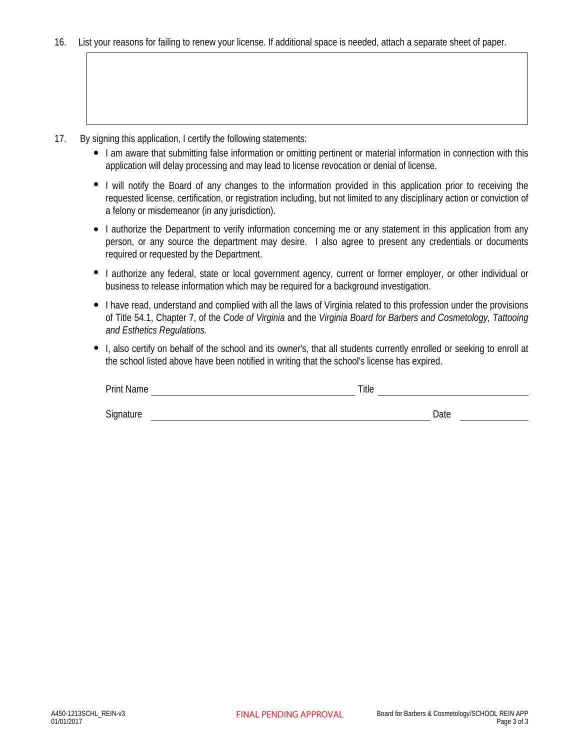16. List your reasons for failing to renew your license. If additional space is needed, attach a separate sheet of paper.

| |
|---|
| |

17. By signing this application, I certify the following statements:
    - I am aware that submitting false information or omitting pertinent or material information in connection with this application will delay processing and may lead to license revocation or denial of license.
    - I will notify the Board of any changes to the information provided in this application prior to receiving the requested license, certification, or registration including, but not limited to any disciplinary action or conviction of a felony or misdemeanor (in any jurisdiction).
    - I authorize the Department to verify information concerning me or any statement in this application from any person, or any source the department may desire. I also agree to present any credentials or documents required or requested by the Department.
    - I authorize any federal, state or local government agency, current or former employer, or other individual or business to release information which may be required for a background investigation.
    - I have read, understand and complied with all the laws of Virginia related to this profession under the provisions of Title 54.1, Chapter 7, of the *Code of Virginia* and the *Virginia Board for Barbers and Cosmetology, Tattooing and Esthetics Regulations.*
    - I, also certify on behalf of the school and its owner's, that all students currently enrolled or seeking to enroll at the school listed above have been notified in writing that the school's license has expired.

Print Name ______________________________ Title ______________________

Signature ______________________________________________ Date ____________

A450-1213SCHL_REIN-v3
01/01/2017

FINAL PENDING APPROVAL

Board for Barbers & Cosmetology/SCHOOL REIN APP